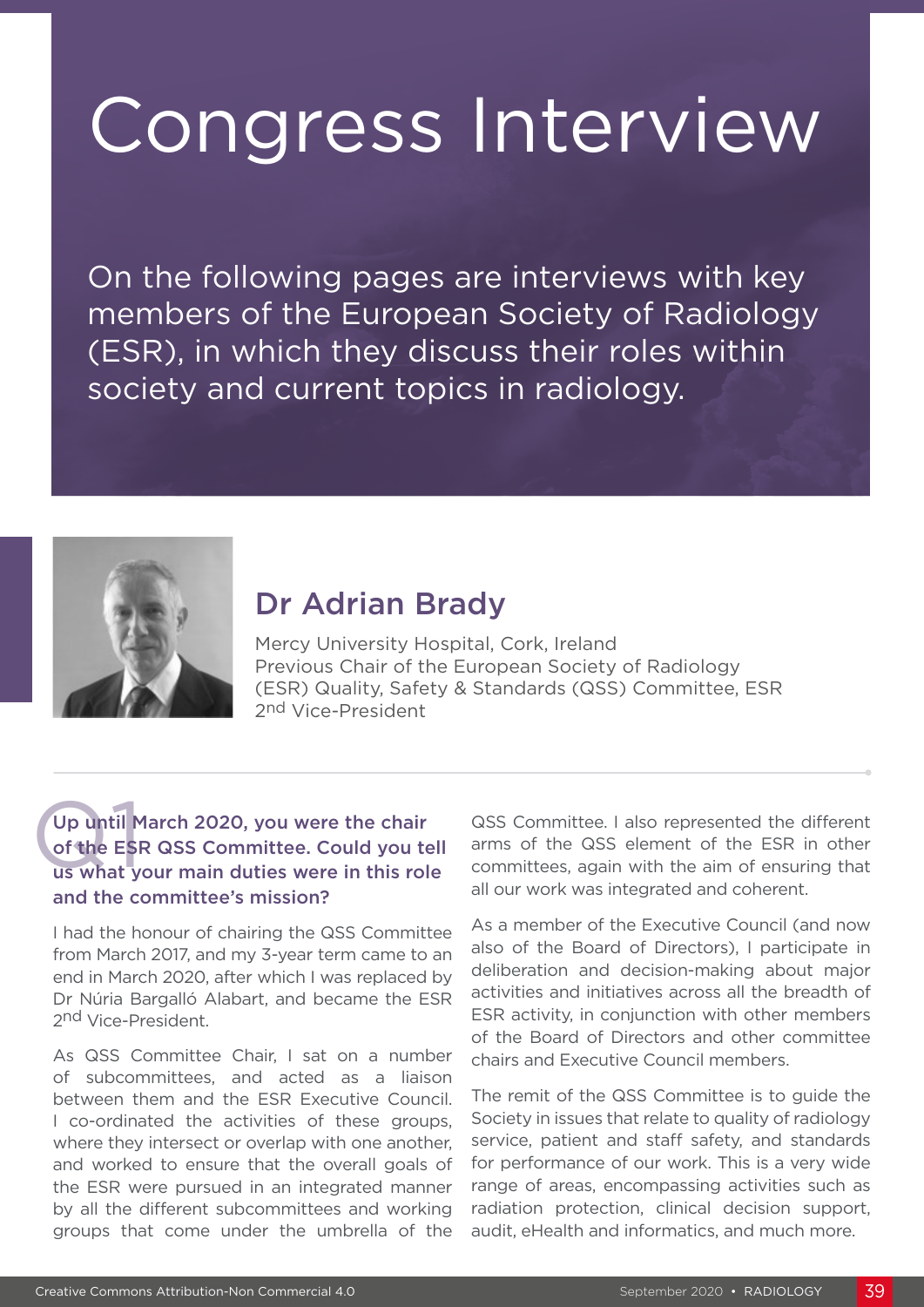# Congress Interview

On the following pages are interviews with key members of the European Society of Radiology (ESR), in which they discuss their roles within society and current topics in radiology.

## Dr Adrian Brady

Mercy University Hospital, Cork, Ireland
Previous Chair of the European Society of Radiology (ESR) Quality, Safety & Standards (QSS) Committee, ESR 2nd Vice-President

### Q1 Up until March 2020, you were the chair of the ESR QSS Committee. Could you tell us what your main duties were in this role and the committee's mission?

I had the honour of chairing the QSS Committee from March 2017, and my 3-year term came to an end in March 2020, after which I was replaced by Dr Núria Bargalló Alabart, and became the ESR 2nd Vice-President.

As QSS Committee Chair, I sat on a number of subcommittees, and acted as a liaison between them and the ESR Executive Council. I co-ordinated the activities of these groups, where they intersect or overlap with one another, and worked to ensure that the overall goals of the ESR were pursued in an integrated manner by all the different subcommittees and working groups that come under the umbrella of the QSS Committee. I also represented the different arms of the QSS element of the ESR in other committees, again with the aim of ensuring that all our work was integrated and coherent.

As a member of the Executive Council (and now also of the Board of Directors), I participate in deliberation and decision-making about major activities and initiatives across all the breadth of ESR activity, in conjunction with other members of the Board of Directors and other committee chairs and Executive Council members.

The remit of the QSS Committee is to guide the Society in issues that relate to quality of radiology service, patient and staff safety, and standards for performance of our work. This is a very wide range of areas, encompassing activities such as radiation protection, clinical decision support, audit, eHealth and informatics, and much more.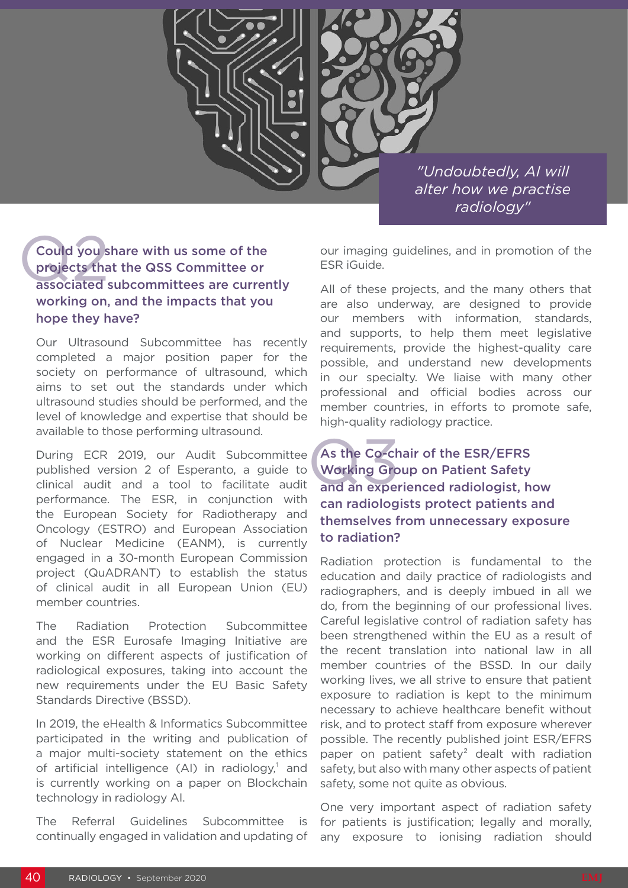*"Undoubtedly, AI will alter how we practise radiology"*

### Q2 Could you share with us some of the projects that the QSS Committee or associated subcommittees are currently working on, and the impacts that you hope they have?

Our Ultrasound Subcommittee has recently completed a major position paper for the society on performance of ultrasound, which aims to set out the standards under which ultrasound studies should be performed, and the level of knowledge and expertise that should be available to those performing ultrasound.

During ECR 2019, our Audit Subcommittee published version 2 of Esperanto, a guide to clinical audit and a tool to facilitate audit performance. The ESR, in conjunction with the European Society for Radiotherapy and Oncology (ESTRO) and European Association of Nuclear Medicine (EANM), is currently engaged in a 30-month European Commission project (QuADRANT) to establish the status of clinical audit in all European Union (EU) member countries.

The Radiation Protection Subcommittee and the ESR Eurosafe Imaging Initiative are working on different aspects of justification of radiological exposures, taking into account the new requirements under the EU Basic Safety Standards Directive (BSSD).

In 2019, the eHealth & Informatics Subcommittee participated in the writing and publication of a major multi-society statement on the ethics of artificial intelligence (AI) in radiology,[1] and is currently working on a paper on Blockchain technology in radiology AI.

The Referral Guidelines Subcommittee is continually engaged in validation and updating of our imaging guidelines, and in promotion of the ESR iGuide.

All of these projects, and the many others that are also underway, are designed to provide our members with information, standards, and supports, to help them meet legislative requirements, provide the highest-quality care possible, and understand new developments in our specialty. We liaise with many other professional and official bodies across our member countries, in efforts to promote safe, high-quality radiology practice.

### Q3 As the Co-chair of the ESR/EFRS Working Group on Patient Safety and an experienced radiologist, how can radiologists protect patients and themselves from unnecessary exposure to radiation?

Radiation protection is fundamental to the education and daily practice of radiologists and radiographers, and is deeply imbued in all we do, from the beginning of our professional lives. Careful legislative control of radiation safety has been strengthened within the EU as a result of the recent translation into national law in all member countries of the BSSD. In our daily working lives, we all strive to ensure that patient exposure to radiation is kept to the minimum necessary to achieve healthcare benefit without risk, and to protect staff from exposure wherever possible. The recently published joint ESR/EFRS paper on patient safety[2] dealt with radiation safety, but also with many other aspects of patient safety, some not quite as obvious.

One very important aspect of radiation safety for patients is justification; legally and morally, any exposure to ionising radiation should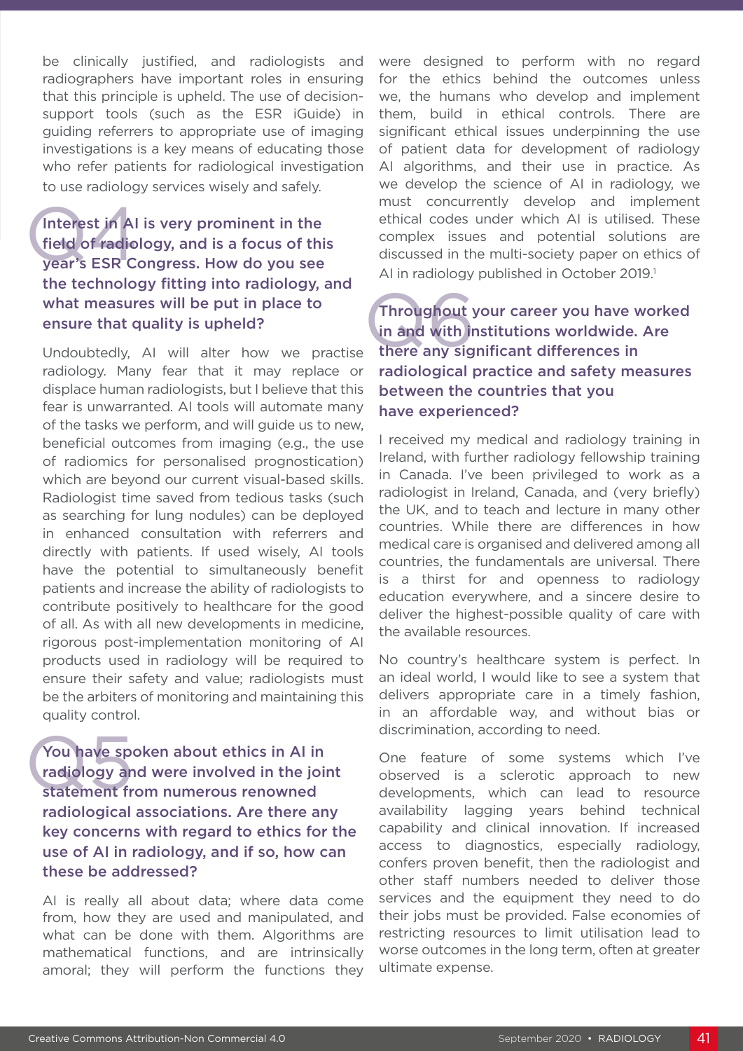be clinically justified, and radiologists and radiographers have important roles in ensuring that this principle is upheld. The use of decision-support tools (such as the ESR iGuide) in guiding referrers to appropriate use of imaging investigations is a key means of educating those who refer patients for radiological investigation to use radiology services wisely and safely.

## Q4 Interest in AI is very prominent in the field of radiology, and is a focus of this year's ESR Congress. How do you see the technology fitting into radiology, and what measures will be put in place to ensure that quality is upheld?

Undoubtedly, AI will alter how we practise radiology. Many fear that it may replace or displace human radiologists, but I believe that this fear is unwarranted. AI tools will automate many of the tasks we perform, and will guide us to new, beneficial outcomes from imaging (e.g., the use of radiomics for personalised prognostication) which are beyond our current visual-based skills. Radiologist time saved from tedious tasks (such as searching for lung nodules) can be deployed in enhanced consultation with referrers and directly with patients. If used wisely, AI tools have the potential to simultaneously benefit patients and increase the ability of radiologists to contribute positively to healthcare for the good of all. As with all new developments in medicine, rigorous post-implementation monitoring of AI products used in radiology will be required to ensure their safety and value; radiologists must be the arbiters of monitoring and maintaining this quality control.

## Q5 You have spoken about ethics in AI in radiology and were involved in the joint statement from numerous renowned radiological associations. Are there any key concerns with regard to ethics for the use of AI in radiology, and if so, how can these be addressed?

AI is really all about data; where data come from, how they are used and manipulated, and what can be done with them. Algorithms are mathematical functions, and are intrinsically amoral; they will perform the functions they were designed to perform with no regard for the ethics behind the outcomes unless we, the humans who develop and implement them, build in ethical controls. There are significant ethical issues underpinning the use of patient data for development of radiology AI algorithms, and their use in practice. As we develop the science of AI in radiology, we must concurrently develop and implement ethical codes under which AI is utilised. These complex issues and potential solutions are discussed in the multi-society paper on ethics of AI in radiology published in October 2019.[1]

## Q6 Throughout your career you have worked in and with institutions worldwide. Are there any significant differences in radiological practice and safety measures between the countries that you have experienced?

I received my medical and radiology training in Ireland, with further radiology fellowship training in Canada. I've been privileged to work as a radiologist in Ireland, Canada, and (very briefly) the UK, and to teach and lecture in many other countries. While there are differences in how medical care is organised and delivered among all countries, the fundamentals are universal. There is a thirst for and openness to radiology education everywhere, and a sincere desire to deliver the highest-possible quality of care with the available resources.

No country's healthcare system is perfect. In an ideal world, I would like to see a system that delivers appropriate care in a timely fashion, in an affordable way, and without bias or discrimination, according to need.

One feature of some systems which I've observed is a sclerotic approach to new developments, which can lead to resource availability lagging years behind technical capability and clinical innovation. If increased access to diagnostics, especially radiology, confers proven benefit, then the radiologist and other staff numbers needed to deliver those services and the equipment they need to do their jobs must be provided. False economies of restricting resources to limit utilisation lead to worse outcomes in the long term, often at greater ultimate expense.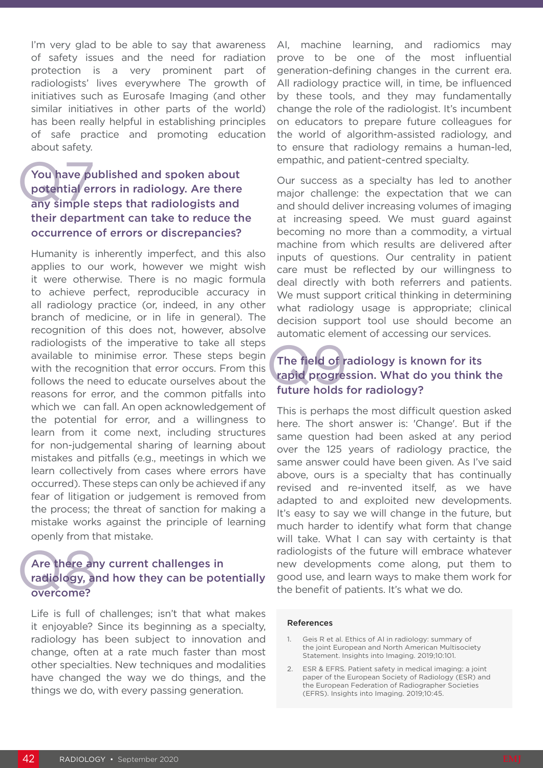I'm very glad to be able to say that awareness of safety issues and the need for radiation protection is a very prominent part of radiologists' lives everywhere The growth of initiatives such as Eurosafe Imaging (and other similar initiatives in other parts of the world) has been really helpful in establishing principles of safe practice and promoting education about safety.

## Q7 You have published and spoken about potential errors in radiology. Are there any simple steps that radiologists and their department can take to reduce the occurrence of errors or discrepancies?

Humanity is inherently imperfect, and this also applies to our work, however we might wish it were otherwise. There is no magic formula to achieve perfect, reproducible accuracy in all radiology practice (or, indeed, in any other branch of medicine, or in life in general). The recognition of this does not, however, absolve radiologists of the imperative to take all steps available to minimise error. These steps begin with the recognition that error occurs. From this follows the need to educate ourselves about the reasons for error, and the common pitfalls into which we can fall. An open acknowledgement of the potential for error, and a willingness to learn from it come next, including structures for non-judgemental sharing of learning about mistakes and pitfalls (e.g., meetings in which we learn collectively from cases where errors have occurred). These steps can only be achieved if any fear of litigation or judgement is removed from the process; the threat of sanction for making a mistake works against the principle of learning openly from that mistake.

## Q8 Are there any current challenges in radiology, and how they can be potentially overcome?

Life is full of challenges; isn't that what makes it enjoyable? Since its beginning as a specialty, radiology has been subject to innovation and change, often at a rate much faster than most other specialties. New techniques and modalities have changed the way we do things, and the things we do, with every passing generation. AI, machine learning, and radiomics may prove to be one of the most influential generation-defining changes in the current era. All radiology practice will, in time, be influenced by these tools, and they may fundamentally change the role of the radiologist. It's incumbent on educators to prepare future colleagues for the world of algorithm-assisted radiology, and to ensure that radiology remains a human-led, empathic, and patient-centred specialty.

Our success as a specialty has led to another major challenge: the expectation that we can and should deliver increasing volumes of imaging at increasing speed. We must guard against becoming no more than a commodity, a virtual machine from which results are delivered after inputs of questions. Our centrality in patient care must be reflected by our willingness to deal directly with both referrers and patients. We must support critical thinking in determining what radiology usage is appropriate; clinical decision support tool use should become an automatic element of accessing our services.

## Q9 The field of radiology is known for its rapid progression. What do you think the future holds for radiology?

This is perhaps the most difficult question asked here. The short answer is: 'Change'. But if the same question had been asked at any period over the 125 years of radiology practice, the same answer could have been given. As I've said above, ours is a specialty that has continually revised and re-invented itself, as we have adapted to and exploited new developments. It's easy to say we will change in the future, but much harder to identify what form that change will take. What I can say with certainty is that radiologists of the future will embrace whatever new developments come along, put them to good use, and learn ways to make them work for the benefit of patients. It's what we do.

### References

1. Geis R et al. Ethics of AI in radiology: summary of the joint European and North American Multisociety Statement. Insights into Imaging. 2019;10:101.
2. ESR & EFRS. Patient safety in medical imaging: a joint paper of the European Society of Radiology (ESR) and the European Federation of Radiographer Societies (EFRS). Insights into Imaging. 2019;10:45.